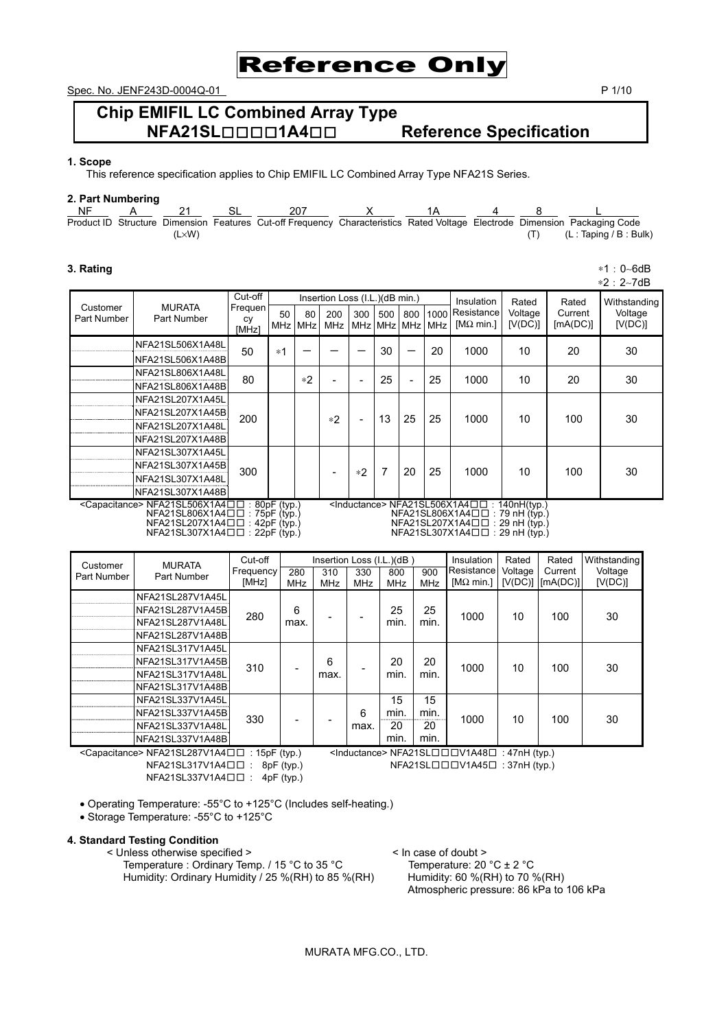Reference Only

Spec. No. JENF243D-0004Q-01

# Chip EMIFIL LC Combined Array Type NFA21SL□□□□1A4□□ Reference Specification

## 1. Scope

This reference specification applies to Chip EMIFIL LC Combined Array Type NFA21S Series.

## 2. Part Numbering

| NF | A | 21 | SL | 207 | X | 1A | 4 | 8 | L |
|---|---|---|---|---|---|---|---|---|---|
| Product ID | Structure | Dimension (L×W) | Features | Cut-off Frequency | Characteristics | Rated Voltage | Electrode | Dimension (T) | Packaging Code (L : Taping / B : Bulk) |

## 3. Rating

∗1 : 0~6dB
∗2 : 2~7dB

| Customer Part Number | MURATA Part Number | Cut-off Frequency [MHz] | Insertion Loss (I.L.)(dB min.) 50 MHz | 80 MHz | 200 MHz | 300 MHz | 500 MHz | 800 MHz | 1000 MHz | Insulation Resistance [MΩ min.] | Rated Voltage [V(DC)] | Rated Current [mA(DC)] | Withstanding Voltage [V(DC)] |
|---|---|---|---|---|---|---|---|---|---|---|---|---|---|
| | NFA21SL506X1A48L<br>NFA21SL506X1A48B | 50 | ∗1 | — | — | — | 30 | — | 20 | 1000 | 10 | 20 | 30 |
| | NFA21SL806X1A48L<br>NFA21SL806X1A48B | 80 | | ∗2 | - | - | 25 | - | 25 | 1000 | 10 | 20 | 30 |
| | NFA21SL207X1A45L<br>NFA21SL207X1A45B<br>NFA21SL207X1A48L<br>NFA21SL207X1A48B | 200 | | | ∗2 | - | 13 | 25 | 25 | 1000 | 10 | 100 | 30 |
| | NFA21SL307X1A45L<br>NFA21SL307X1A45B<br>NFA21SL307X1A48L<br>NFA21SL307X1A48B | 300 | | | - | ∗2 | 7 | 20 | 25 | 1000 | 10 | 100 | 30 |

<Capacitance> NFA21SL506X1A4□□ : 80pF (typ.)
NFA21SL806X1A4□□ : 75pF (typ.)
NFA21SL207X1A4□□ : 42pF (typ.)
NFA21SL307X1A4□□ : 22pF (typ.)

<Inductance> NFA21SL506X1A4□□ : 140nH(typ.)
NFA21SL806X1A4□□ : 79 nH (typ.)
NFA21SL207X1A4□□ : 29 nH (typ.)
NFA21SL307X1A4□□ : 29 nH (typ.)

| Customer Part Number | MURATA Part Number | Cut-off Frequency [MHz] | Insertion Loss (I.L.)(dB ) 280 MHz | 310 MHz | 330 MHz | 800 MHz | 900 MHz | Insulation Resistance [MΩ min.] | Rated Voltage [V(DC)] | Rated Current [mA(DC)] | Withstanding Voltage [V(DC)] |
|---|---|---|---|---|---|---|---|---|---|---|---|
| | NFA21SL287V1A45L<br>NFA21SL287V1A45B<br>NFA21SL287V1A48L<br>NFA21SL287V1A48B | 280 | 6 max. | - | - | 25 min. | 25 min. | 1000 | 10 | 100 | 30 |
| | NFA21SL317V1A45L<br>NFA21SL317V1A45B<br>NFA21SL317V1A48L<br>NFA21SL317V1A48B | 310 | - | 6 max. | - | 20 min. | 20 min. | 1000 | 10 | 100 | 30 |
| | NFA21SL337V1A45L<br>NFA21SL337V1A45B<br>NFA21SL337V1A48L<br>NFA21SL337V1A48B | 330 | - | - | 6 max. | 15 min.<br>20 min. | 15 min.<br>20 min. | 1000 | 10 | 100 | 30 |

<Capacitance> NFA21SL287V1A4□□ : 15pF (typ.)
NFA21SL317V1A4□□ : 8pF (typ.)
NFA21SL337V1A4□□ : 4pF (typ.)

<Inductance> NFA21SL□□□V1A48□ : 47nH (typ.)
NFA21SL□□□V1A45□ : 37nH (typ.)

- Operating Temperature: -55°C to +125°C (Includes self-heating.)
- Storage Temperature: -55°C to +125°C

## 4. Standard Testing Condition

< Unless otherwise specified >
Temperature : Ordinary Temp. / 15 °C to 35 °C
Humidity: Ordinary Humidity / 25 %(RH) to 85 %(RH)

< In case of doubt >
Temperature: 20 °C ± 2 °C
Humidity: 60 %(RH) to 70 %(RH)
Atmospheric pressure: 86 kPa to 106 kPa

MURATA MFG.CO., LTD.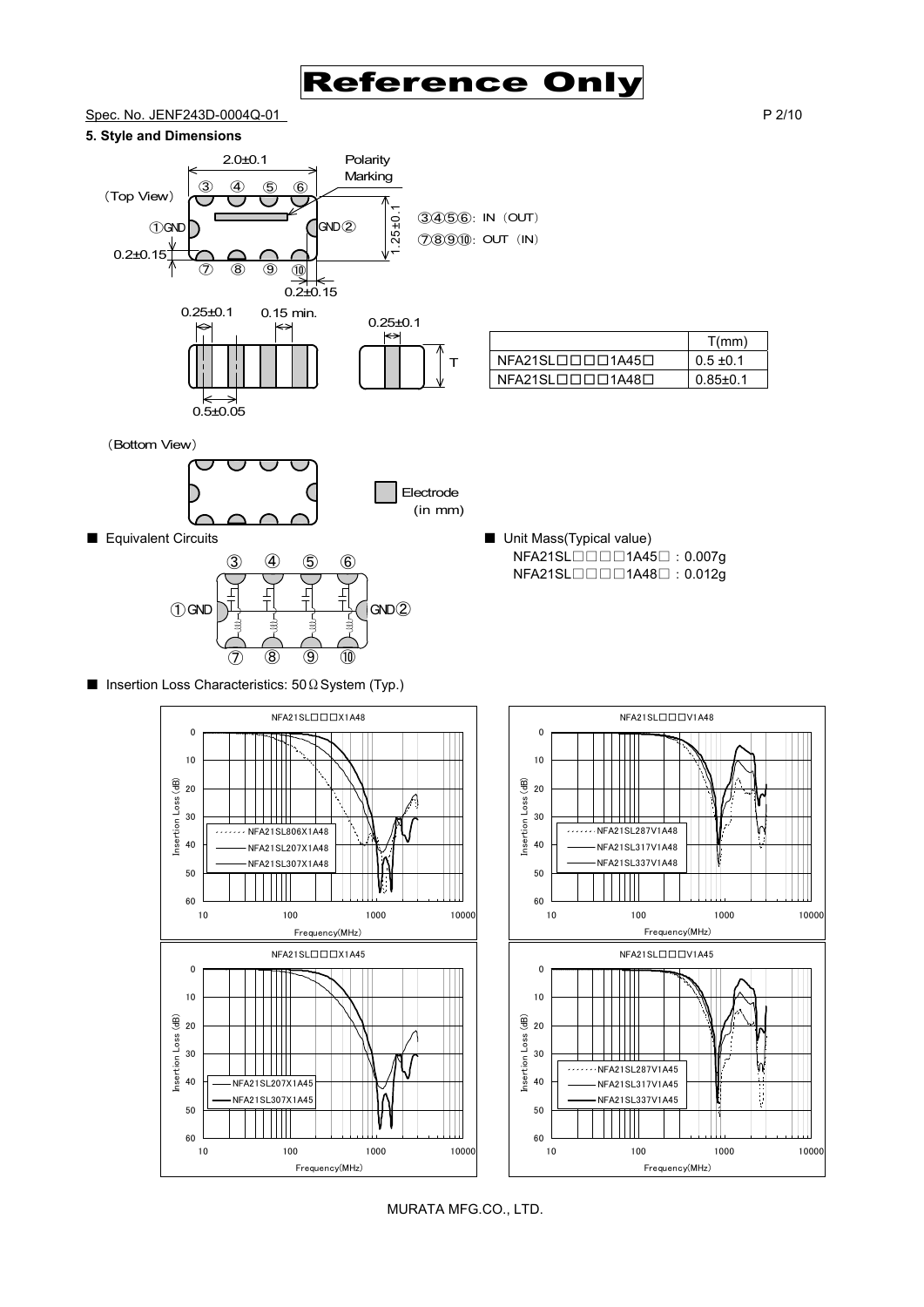Reference Only

Spec. No. JENF243D-0004Q-01

## 5. Style and Dimensions

(Top View)

2.0±0.1

Polarity Marking

③ ④ ⑤ ⑥

①GND GND②

1.25±0.1

0.2±0.15

⑦ ⑧ ⑨ ⑩

0.2±0.15

③④⑤⑥: IN（OUT）
⑦⑧⑨⑩: OUT（IN）

0.25±0.1 0.15 min. 0.25±0.1

0.5±0.05

T

| | T(mm) |
|---|---|
| NFA21SL□□□□1A45□ | 0.5 ±0.1 |
| NFA21SL□□□□1A48□ | 0.85±0.1 |

(Bottom View)

Electrode (in mm)

■ Equivalent Circuits

③ ④ ⑤ ⑥

①GND GND②

⑦ ⑧ ⑨ ⑩

■ Unit Mass(Typical value)
NFA21SL□□□□1A45□ : 0.007g
NFA21SL□□□□1A48□ : 0.012g

■ Insertion Loss Characteristics: 50Ω System (Typ.)

NFA21SL□□□X1A48 — NFA21SL806X1A48, NFA21SL207X1A48, NFA21SL307X1A48 (Insertion Loss (dB) vs. Frequency(MHz))

NFA21SL□□□V1A48 — NFA21SL287V1A48, NFA21SL317V1A48, NFA21SL337V1A48 (Insertion Loss (dB) vs. Frequency(MHz))

NFA21SL□□□X1A45 — NFA21SL207X1A45, NFA21SL307X1A45 (Insertion Loss (dB) vs. Frequency(MHz))

NFA21SL□□□V1A45 — NFA21SL287V1A45, NFA21SL317V1A45, NFA21SL337V1A45 (Insertion Loss (dB) vs. Frequency(MHz))

MURATA MFG.CO., LTD.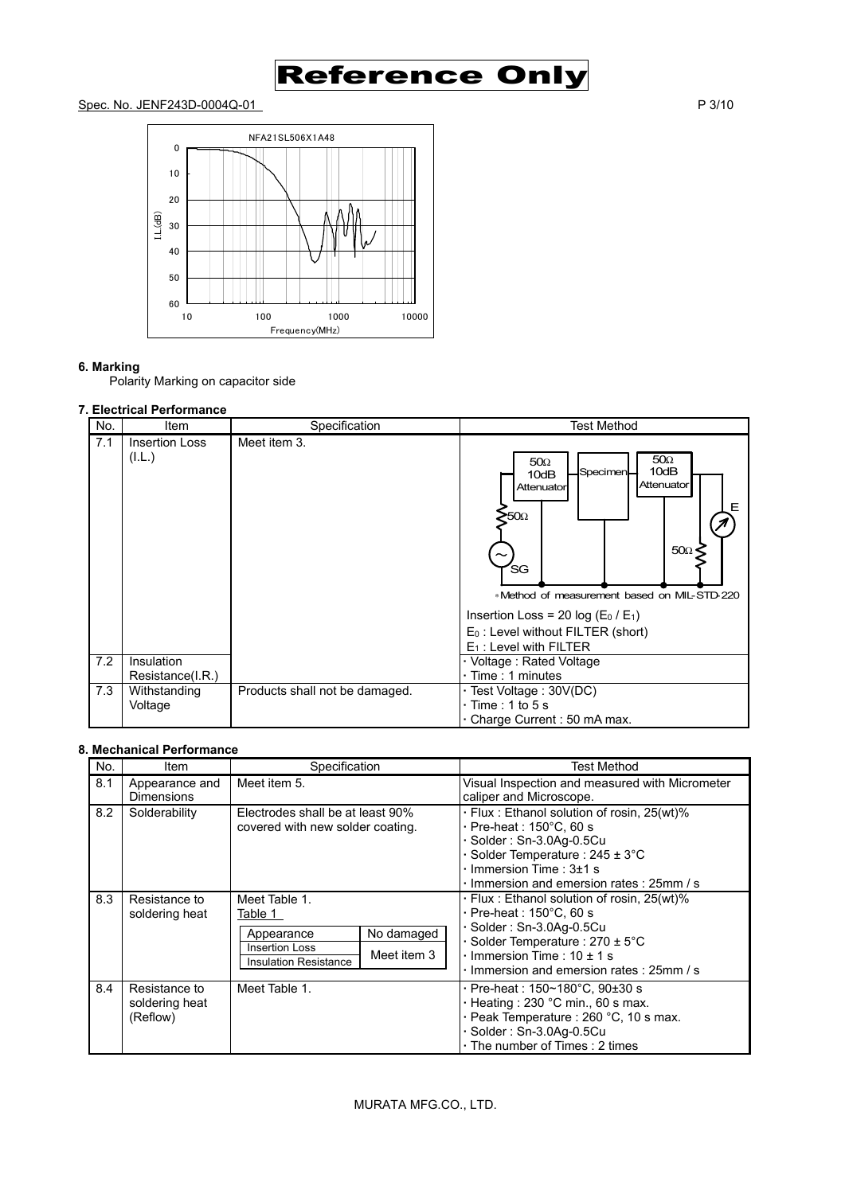Reference Only

Spec. No. JENF243D-0004Q-01

NFA21SL506X1A48

### 6. Marking

Polarity Marking on capacitor side

### 7. Electrical Performance

| No. | Item | Specification | Test Method |
|---|---|---|---|
| 7.1 | Insertion Loss (I.L.) | Meet item 3. | *Method of measurement based on MIL-STD-220<br>Insertion Loss = 20 log ($E_0$ / $E_1$)<br>$E_0$ : Level without FILTER (short)<br>$E_1$ : Level with FILTER |
| 7.2 | Insulation Resistance(I.R.) | | · Voltage : Rated Voltage<br>· Time : 1 minutes |
| 7.3 | Withstanding Voltage | Products shall not be damaged. | · Test Voltage : 30V(DC)<br>· Time : 1 to 5 s<br>· Charge Current : 50 mA max. |

### 8. Mechanical Performance

| No. | Item | Specification | Test Method |
|---|---|---|---|
| 8.1 | Appearance and Dimensions | Meet item 5. | Visual Inspection and measured with Micrometer caliper and Microscope. |
| 8.2 | Solderability | Electrodes shall be at least 90% covered with new solder coating. | · Flux : Ethanol solution of rosin, 25(wt)%<br>· Pre-heat : 150°C, 60 s<br>· Solder : Sn-3.0Ag-0.5Cu<br>· Solder Temperature : 245 ± 3°C<br>· Immersion Time : 3±1 s<br>· Immersion and emersion rates : 25mm / s |
| 8.3 | Resistance to soldering heat | Meet Table 1.<br>Table 1<br>Appearance: No damaged<br>Insertion Loss, Insulation Resistance: Meet item 3 | · Flux : Ethanol solution of rosin, 25(wt)%<br>· Pre-heat : 150°C, 60 s<br>· Solder : Sn-3.0Ag-0.5Cu<br>· Solder Temperature : 270 ± 5°C<br>· Immersion Time : 10 ± 1 s<br>· Immersion and emersion rates : 25mm / s |
| 8.4 | Resistance to soldering heat (Reflow) | Meet Table 1. | · Pre-heat : 150~180°C, 90±30 s<br>· Heating : 230 °C min., 60 s max.<br>· Peak Temperature : 260 °C, 10 s max.<br>· Solder : Sn-3.0Ag-0.5Cu<br>· The number of Times : 2 times |

MURATA MFG.CO., LTD.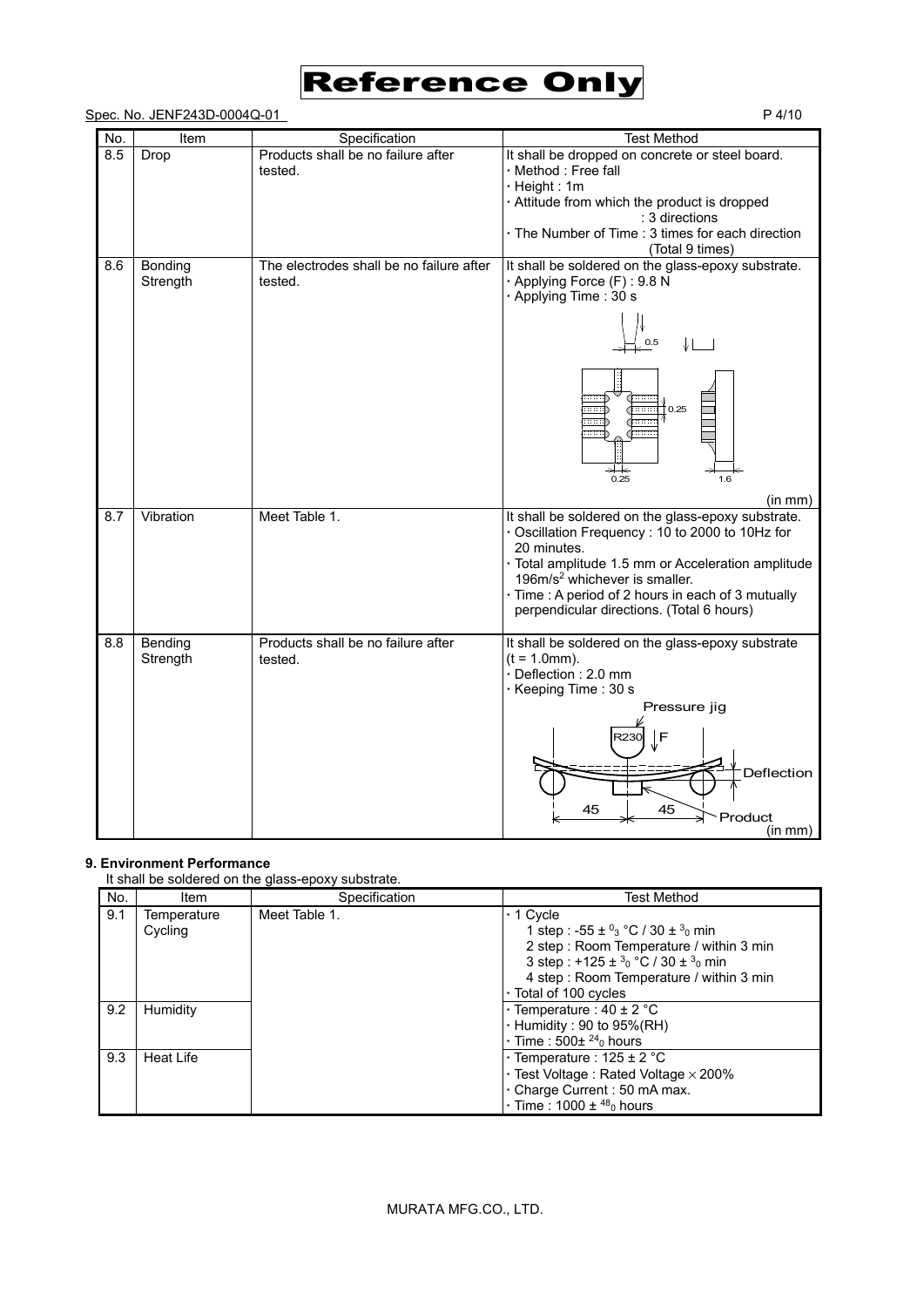**Reference Only**

Spec. No. JENF243D-0004Q-01

| No. | Item | Specification | Test Method |
|---|---|---|---|
| 8.5 | Drop | Products shall be no failure after tested. | It shall be dropped on concrete or steel board.<br>· Method : Free fall<br>· Height : 1m<br>· Attitude from which the product is dropped : 3 directions<br>· The Number of Time : 3 times for each direction (Total 9 times) |
| 8.6 | Bonding Strength | The electrodes shall be no failure after tested. | It shall be soldered on the glass-epoxy substrate.<br>· Applying Force (F) : 9.8 N<br>· Applying Time : 30 s<br>0.5 0.25 0.25 1.6<br>(in mm) |
| 8.7 | Vibration | Meet Table 1. | It shall be soldered on the glass-epoxy substrate.<br>· Oscillation Frequency : 10 to 2000 to 10Hz for 20 minutes.<br>· Total amplitude 1.5 mm or Acceleration amplitude $196 m/s^2$ whichever is smaller.<br>· Time : A period of 2 hours in each of 3 mutually perpendicular directions. (Total 6 hours) |
| 8.8 | Bending Strength | Products shall be no failure after tested. | It shall be soldered on the glass-epoxy substrate (t = 1.0mm).<br>· Deflection : 2.0 mm<br>· Keeping Time : 30 s<br>Pressure jig R230 F Deflection 45 45 Product<br>(in mm) |

## 9. Environment Performance

It shall be soldered on the glass-epoxy substrate.

| No. | Item | Specification | Test Method |
|---|---|---|---|
| 9.1 | Temperature Cycling | Meet Table 1. | · 1 Cycle<br>1 step : $-55 \pm {}^{0}_{3}$ °C / $30 \pm {}^{3}_{0}$ min<br>2 step : Room Temperature / within 3 min<br>3 step : $+125 \pm {}^{3}_{0}$ °C / $30 \pm {}^{3}_{0}$ min<br>4 step : Room Temperature / within 3 min<br>· Total of 100 cycles |
| 9.2 | Humidity | | · Temperature : 40 ± 2 °C<br>· Humidity : 90 to 95%(RH)<br>· Time : $500 \pm {}^{24}_{0}$ hours |
| 9.3 | Heat Life | | · Temperature : 125 ± 2 °C<br>· Test Voltage : Rated Voltage × 200%<br>· Charge Current : 50 mA max.<br>· Time : $1000 \pm {}^{48}_{0}$ hours |

MURATA MFG.CO., LTD.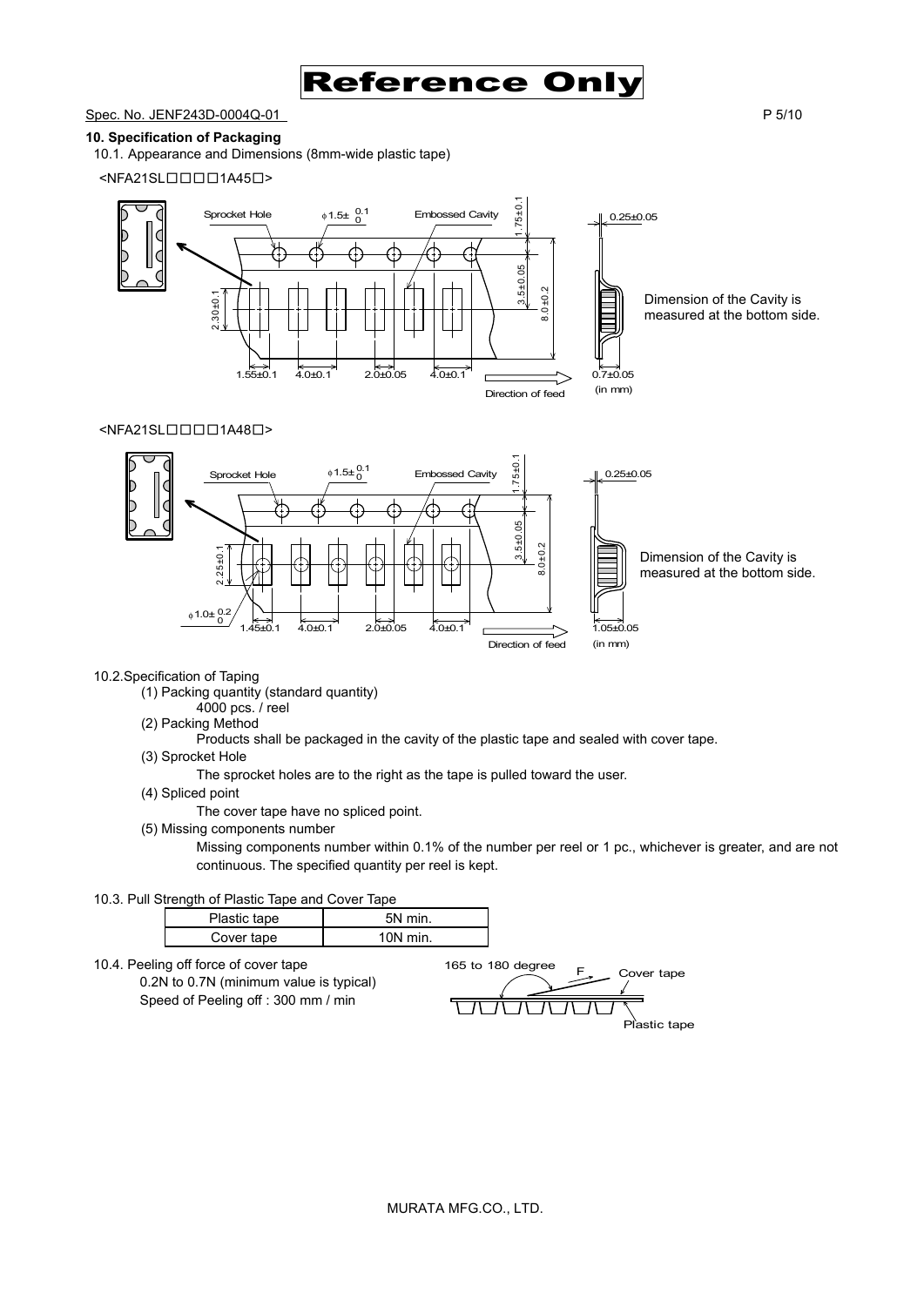Spec. No. JENF243D-0004Q-01

## 10. Specification of Packaging

10.1. Appearance and Dimensions (8mm-wide plastic tape)

<NFA21SL□□□□1A45□>

Sprocket Hole　$\phi 1.5 \pm ^{0.1}_{0}$　Embossed Cavity

1.75±0.1　3.5±0.05　8.0±0.2　0.25±0.05

2.30±0.1

1.55±0.1　4.0±0.1　2.0±0.05　4.0±0.1　0.7±0.05

Direction of feed　(in mm)

Dimension of the Cavity is measured at the bottom side.

<NFA21SL□□□□1A48□>

Sprocket Hole　$\phi 1.5 \pm ^{0.1}_{0}$　Embossed Cavity

1.75±0.1　3.5±0.05　8.0±0.2　0.25±0.05

2.25±0.1

$\phi 1.0 \pm ^{0.2}_{0}$　1.45±0.1　4.0±0.1　2.0±0.05　4.0±0.1　1.05±0.05

Direction of feed　(in mm)

Dimension of the Cavity is measured at the bottom side.

10.2.Specification of Taping

(1) Packing quantity (standard quantity)

4000 pcs. / reel

(2) Packing Method

Products shall be packaged in the cavity of the plastic tape and sealed with cover tape.

(3) Sprocket Hole

The sprocket holes are to the right as the tape is pulled toward the user.

(4) Spliced point

The cover tape have no spliced point.

(5) Missing components number

Missing components number within 0.1% of the number per reel or 1 pc., whichever is greater, and are not continuous. The specified quantity per reel is kept.

10.3. Pull Strength of Plastic Tape and Cover Tape

| Plastic tape | 5N min. |
|---|---|
| Cover tape | 10N min. |

10.4. Peeling off force of cover tape

0.2N to 0.7N (minimum value is typical)

Speed of Peeling off : 300 mm / min

165 to 180 degree　F　Cover tape　Plastic tape

MURATA MFG.CO., LTD.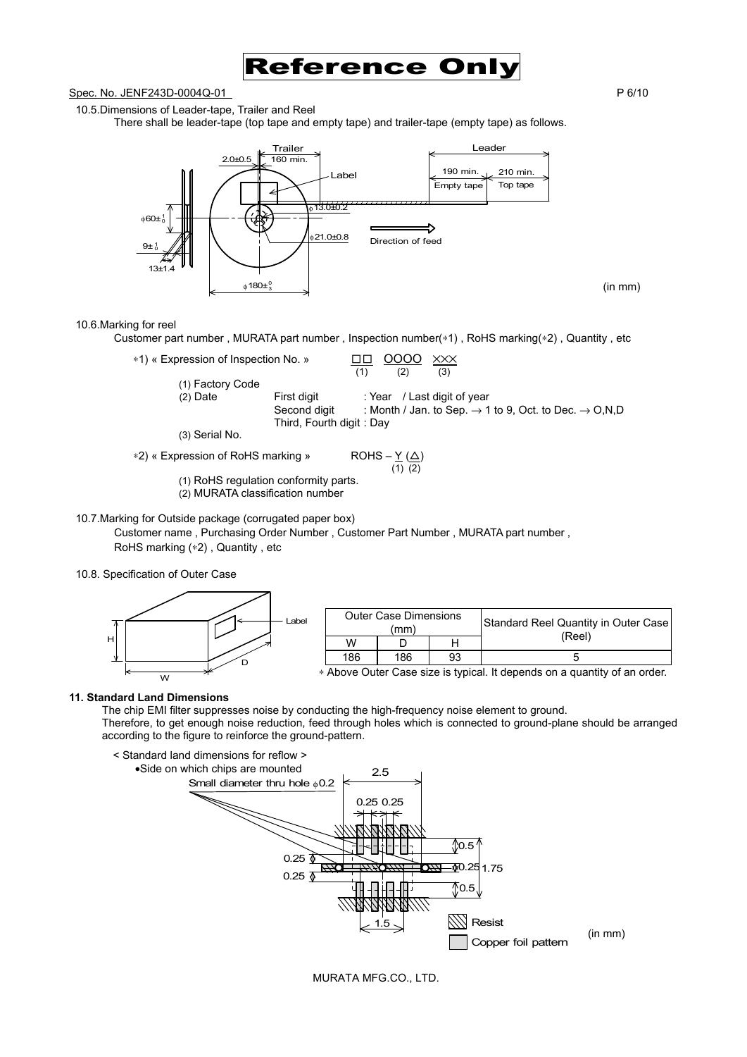Reference Only

Spec. No. JENF243D-0004Q-01

10.5.Dimensions of Leader-tape, Trailer and Reel

There shall be leader-tape (top tape and empty tape) and trailer-tape (empty tape) as follows.

Trailer 160 min. 2.0±0.5 Label Leader 190 min. Empty tape 210 min. Top tape φ13.0±0.2 φ21.0±0.8 Direction of feed φ60$\pm^{1}_{0}$ 9$\pm^{1}_{0}$ 13±1.4 φ180$\pm^{0}_{3}$ (in mm)

10.6.Marking for reel

Customer part number , MURATA part number , Inspection number(∗1) , RoHS marking(∗2) , Quantity , etc

∗1) « Expression of Inspection No. » □□ (1) OOOO (2) ××× (3)

(1) Factory Code
(2) Date First digit : Year / Last digit of year
Second digit : Month / Jan. to Sep. → 1 to 9, Oct. to Dec. → O,N,D
Third, Fourth digit : Day
(3) Serial No.

∗2) « Expression of RoHS marking » ROHS – Y (1) (△) (2)

(1) RoHS regulation conformity parts.
(2) MURATA classification number

10.7.Marking for Outside package (corrugated paper box)

Customer name , Purchasing Order Number , Customer Part Number , MURATA part number , RoHS marking (∗2) , Quantity , etc

10.8. Specification of Outer Case

| Outer Case Dimensions (mm) | | | Standard Reel Quantity in Outer Case (Reel) |
|---|---|---|---|
| W | D | H | |
| 186 | 186 | 93 | 5 |

∗ Above Outer Case size is typical. It depends on a quantity of an order.

**11. Standard Land Dimensions**

The chip EMI filter suppresses noise by conducting the high-frequency noise element to ground.
Therefore, to get enough noise reduction, feed through holes which is connected to ground-plane should be arranged according to the figure to reinforce the ground-pattern.

< Standard land dimensions for reflow >

- Side on which chips are mounted

Small diameter thru hole φ0.2 2.5 0.25 0.25 0.5 0.25 0.25 0.25 1.75 0.5 1.5 Resist Copper foil pattern (in mm)

MURATA MFG.CO., LTD.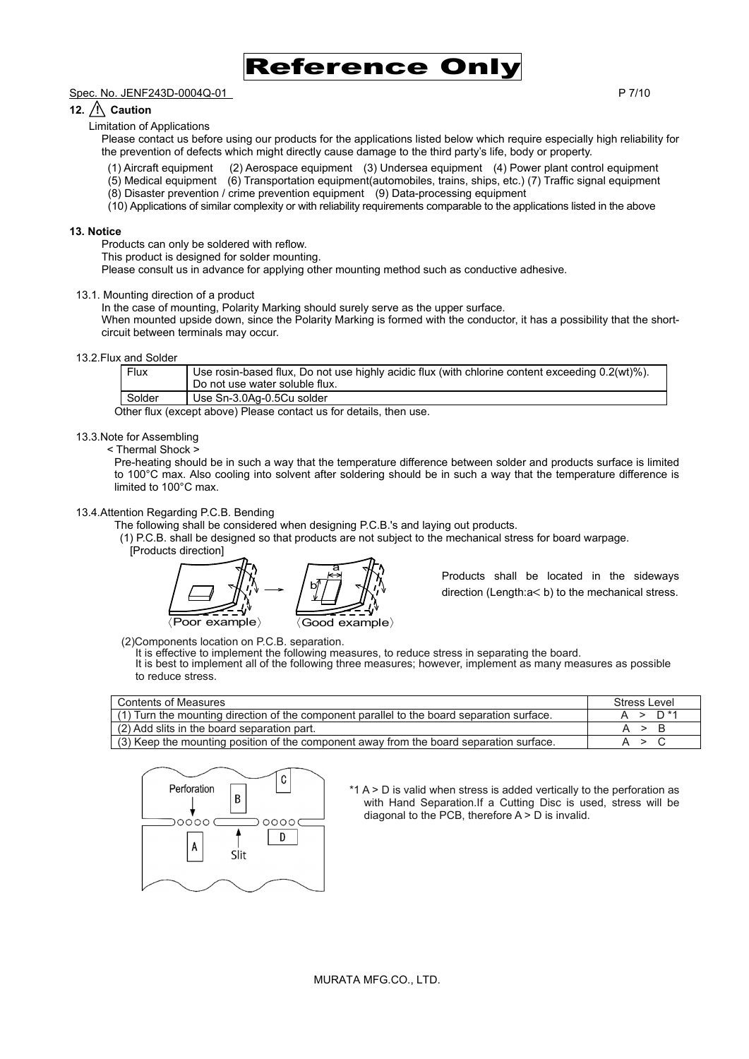**Reference Only**

Spec. No. JENF243D-0004Q-01

## 12. ⚠ Caution

Limitation of Applications

Please contact us before using our products for the applications listed below which require especially high reliability for the prevention of defects which might directly cause damage to the third party's life, body or property.

(1) Aircraft equipment (2) Aerospace equipment (3) Undersea equipment (4) Power plant control equipment
(5) Medical equipment (6) Transportation equipment(automobiles, trains, ships, etc.) (7) Traffic signal equipment
(8) Disaster prevention / crime prevention equipment (9) Data-processing equipment
(10) Applications of similar complexity or with reliability requirements comparable to the applications listed in the above

## 13. Notice

Products can only be soldered with reflow.
This product is designed for solder mounting.
Please consult us in advance for applying other mounting method such as conductive adhesive.

### 13.1. Mounting direction of a product

In the case of mounting, Polarity Marking should surely serve as the upper surface.
When mounted upside down, since the Polarity Marking is formed with the conductor, it has a possibility that the short-circuit between terminals may occur.

### 13.2.Flux and Solder

| Flux | Use rosin-based flux, Do not use highly acidic flux (with chlorine content exceeding 0.2(wt)%). Do not use water soluble flux. |
|---|---|
| Solder | Use Sn-3.0Ag-0.5Cu solder |

Other flux (except above) Please contact us for details, then use.

### 13.3.Note for Assembling

< Thermal Shock >

Pre-heating should be in such a way that the temperature difference between solder and products surface is limited to 100°C max. Also cooling into solvent after soldering should be in such a way that the temperature difference is limited to 100°C max.

### 13.4.Attention Regarding P.C.B. Bending

The following shall be considered when designing P.C.B.'s and laying out products.

(1) P.C.B. shall be designed so that products are not subject to the mechanical stress for board warpage.

[Products direction]

〈Poor example〉 〈Good example〉

Products shall be located in the sideways direction (Length:a< b) to the mechanical stress.

(2)Components location on P.C.B. separation.

It is effective to implement the following measures, to reduce stress in separating the board.
It is best to implement all of the following three measures; however, implement as many measures as possible to reduce stress.

| Contents of Measures | Stress Level |
|---|---|
| (1) Turn the mounting direction of the component parallel to the board separation surface. | A > D *1 |
| (2) Add slits in the board separation part. | A > B |
| (3) Keep the mounting position of the component away from the board separation surface. | A > C |

*1 A > D is valid when stress is added vertically to the perforation as with Hand Separation.If a Cutting Disc is used, stress will be diagonal to the PCB, therefore A > D is invalid.

MURATA MFG.CO., LTD.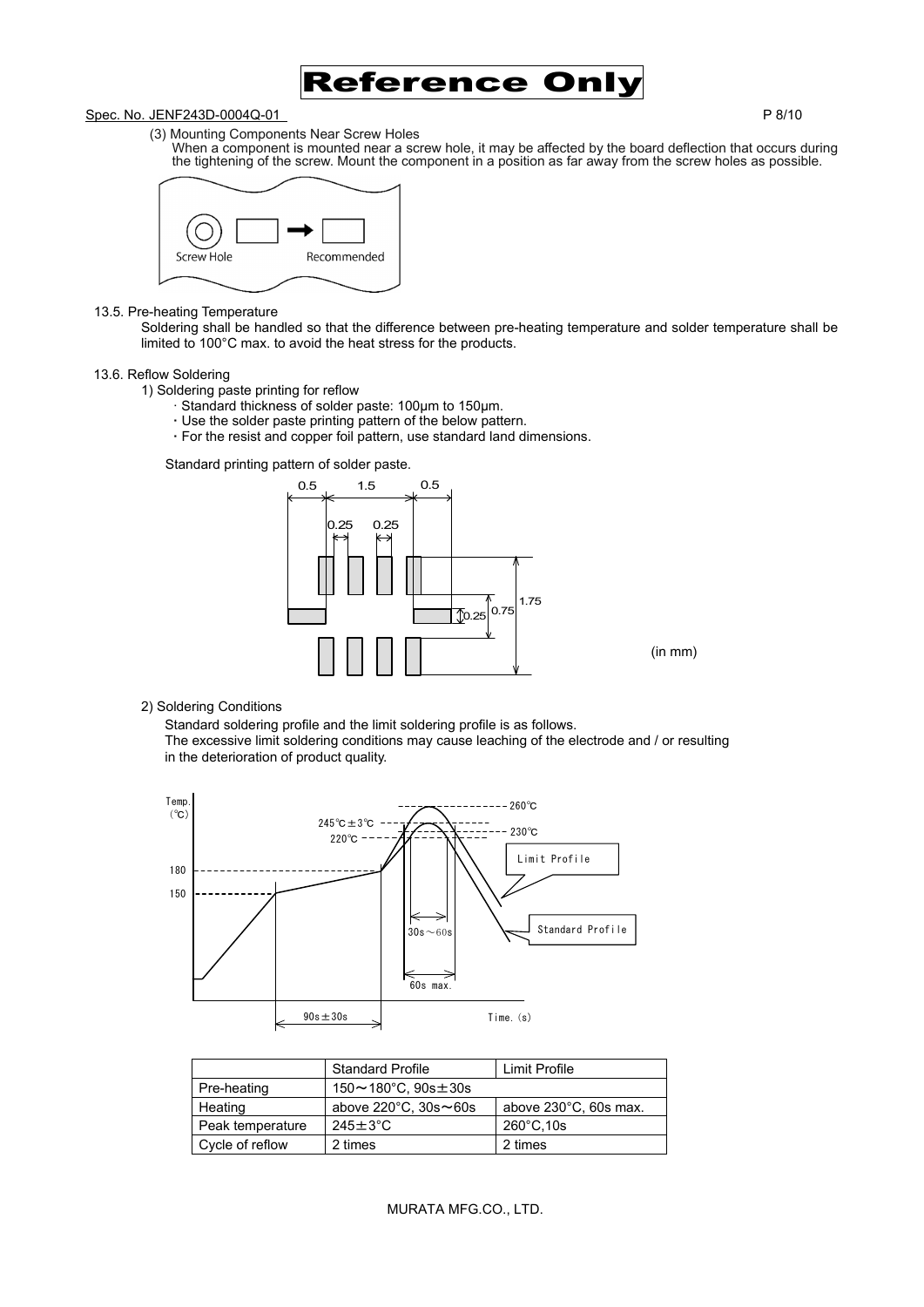(3) Mounting Components Near Screw Holes

When a component is mounted near a screw hole, it may be affected by the board deflection that occurs during the tightening of the screw. Mount the component in a position as far away from the screw holes as possible.

Screw Hole Recommended

13.5. Pre-heating Temperature

Soldering shall be handled so that the difference between pre-heating temperature and solder temperature shall be limited to 100°C max. to avoid the heat stress for the products.

13.6. Reflow Soldering

1) Soldering paste printing for reflow

- Standard thickness of solder paste: 100μm to 150μm.
- Use the solder paste printing pattern of the below pattern.
- For the resist and copper foil pattern, use standard land dimensions.

Standard printing pattern of solder paste.

0.5 1.5 0.5 0.25 0.25 1.75 0.75 0.25

(in mm)

2) Soldering Conditions

Standard soldering profile and the limit soldering profile is as follows.
The excessive limit soldering conditions may cause leaching of the electrode and / or resulting in the deterioration of product quality.

Temp. (℃) 260℃ 245℃±3℃ 230℃ 220℃ 180 150 Limit Profile Standard Profile 30s～60s 60s max. 90s±30s Time.(s)

| | Standard Profile | Limit Profile |
|---|---|---|
| Pre-heating | 150～180°C, 90s±30s | |
| Heating | above 220°C, 30s～60s | above 230°C, 60s max. |
| Peak temperature | 245±3°C | 260°C,10s |
| Cycle of reflow | 2 times | 2 times |

MURATA MFG.CO., LTD.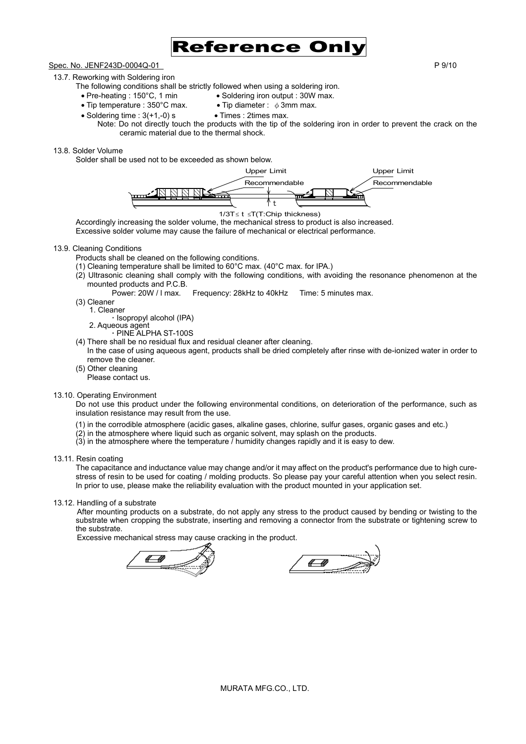# Reference Only

Spec. No. JENF243D-0004Q-01

### 13.7. Reworking with Soldering iron

The following conditions shall be strictly followed when using a soldering iron.

- Pre-heating : 150°C, 1 min
- Soldering iron output : 30W max.
- Tip temperature : 350°C max.
- Tip diameter : ϕ3mm max.
- Soldering time : 3(+1,-0) s
- Times : 2times max.

Note: Do not directly touch the products with the tip of the soldering iron in order to prevent the crack on the ceramic material due to the thermal shock.

### 13.8. Solder Volume

Solder shall be used not to be exceeded as shown below.

Upper Limit / Recommendable / Upper Limit / Recommendable

$1/3T \leq t \leq T$(T:Chip thickness)

Accordingly increasing the solder volume, the mechanical stress to product is also increased.
Excessive solder volume may cause the failure of mechanical or electrical performance.

### 13.9. Cleaning Conditions

Products shall be cleaned on the following conditions.

(1) Cleaning temperature shall be limited to 60°C max. (40°C max. for IPA.)

(2) Ultrasonic cleaning shall comply with the following conditions, with avoiding the resonance phenomenon at the mounted products and P.C.B.

Power: 20W / l max. Frequency: 28kHz to 40kHz Time: 5 minutes max.

(3) Cleaner

1. Cleaner
   - Isopropyl alcohol (IPA)
2. Aqueous agent
   - PINE ALPHA ST-100S

(4) There shall be no residual flux and residual cleaner after cleaning.
In the case of using aqueous agent, products shall be dried completely after rinse with de-ionized water in order to remove the cleaner.

(5) Other cleaning
Please contact us.

### 13.10. Operating Environment

Do not use this product under the following environmental conditions, on deterioration of the performance, such as insulation resistance may result from the use.

(1) in the corrodible atmosphere (acidic gases, alkaline gases, chlorine, sulfur gases, organic gases and etc.)
(2) in the atmosphere where liquid such as organic solvent, may splash on the products.
(3) in the atmosphere where the temperature / humidity changes rapidly and it is easy to dew.

### 13.11. Resin coating

The capacitance and inductance value may change and/or it may affect on the product's performance due to high cure-stress of resin to be used for coating / molding products. So please pay your careful attention when you select resin. In prior to use, please make the reliability evaluation with the product mounted in your application set.

### 13.12. Handling of a substrate

After mounting products on a substrate, do not apply any stress to the product caused by bending or twisting to the substrate when cropping the substrate, inserting and removing a connector from the substrate or tightening screw to the substrate.

Excessive mechanical stress may cause cracking in the product.

MURATA MFG.CO., LTD.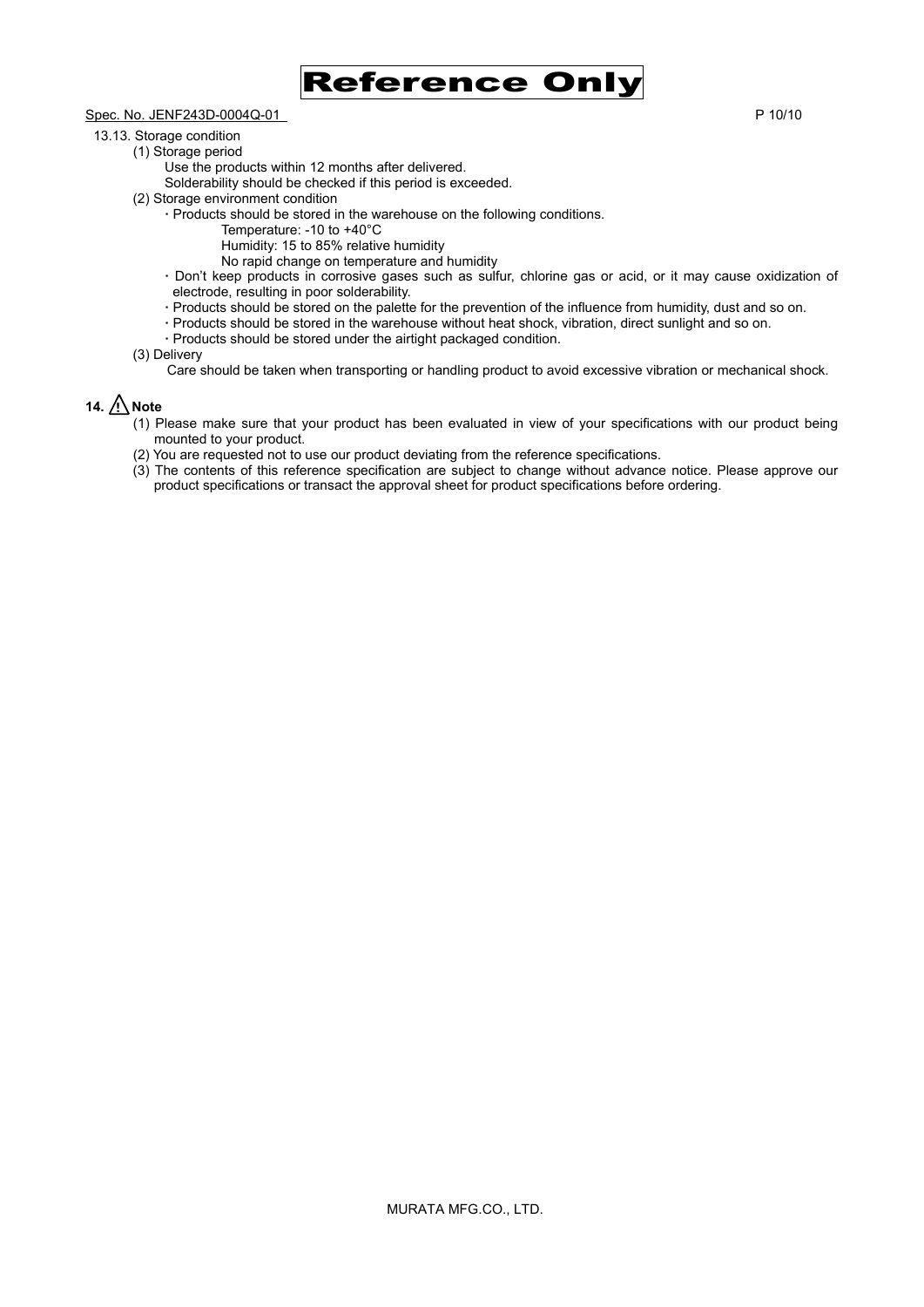13.13. Storage condition

(1) Storage period

Use the products within 12 months after delivered.

Solderability should be checked if this period is exceeded.

(2) Storage environment condition

- Products should be stored in the warehouse on the following conditions.
  - Temperature: -10 to +40°C
  - Humidity: 15 to 85% relative humidity
  - No rapid change on temperature and humidity
- Don't keep products in corrosive gases such as sulfur, chlorine gas or acid, or it may cause oxidization of electrode, resulting in poor solderability.
- Products should be stored on the palette for the prevention of the influence from humidity, dust and so on.
- Products should be stored in the warehouse without heat shock, vibration, direct sunlight and so on.
- Products should be stored under the airtight packaged condition.

(3) Delivery

Care should be taken when transporting or handling product to avoid excessive vibration or mechanical shock.

## 14. ⚠ Note

(1) Please make sure that your product has been evaluated in view of your specifications with our product being mounted to your product.

(2) You are requested not to use our product deviating from the reference specifications.

(3) The contents of this reference specification are subject to change without advance notice. Please approve our product specifications or transact the approval sheet for product specifications before ordering.